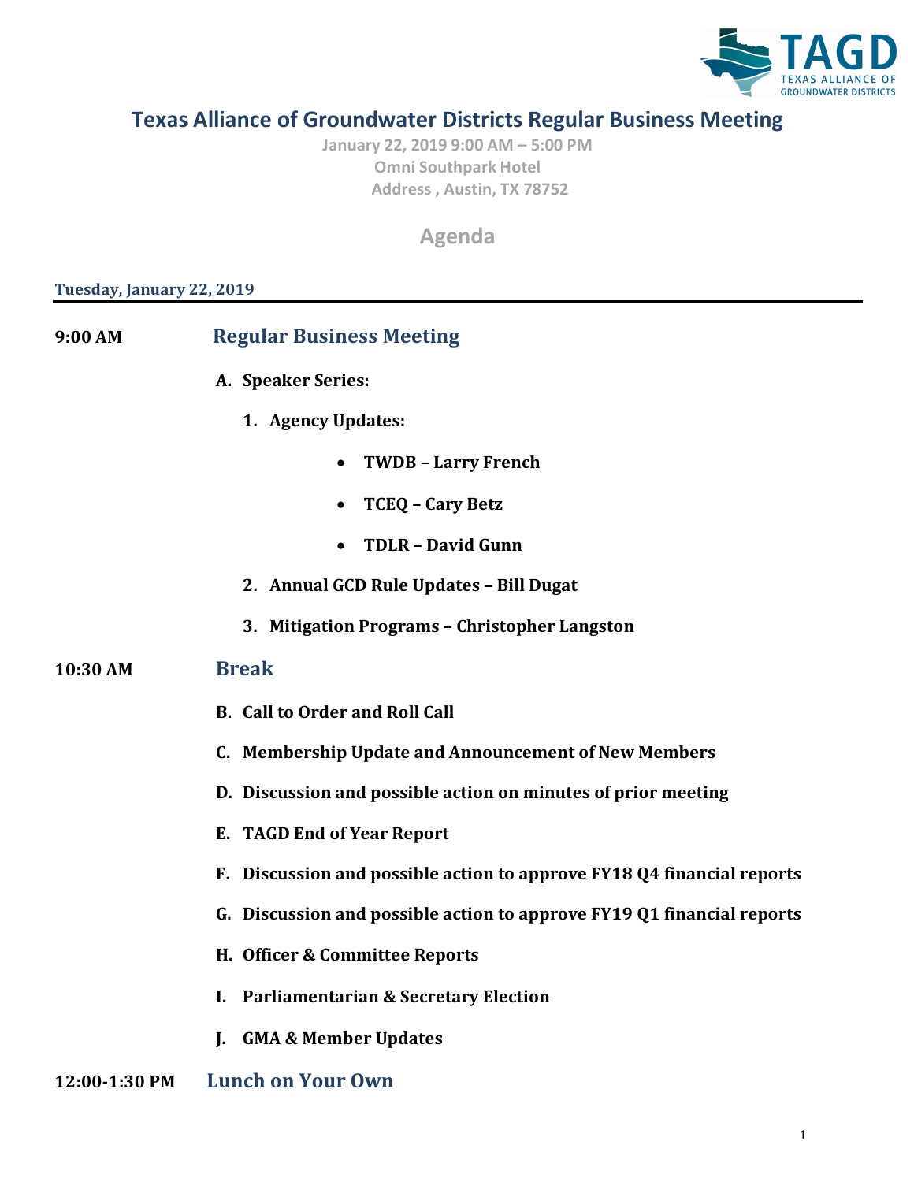TEXAS ALLIANCE OF GROUNDWATER DISTRICTS

# Texas Alliance of Groundwater Districts Regular Business Meeting

January 22, 2019 9:00 AM – 5:00 PM
Omni Southpark Hotel
Address , Austin, TX 78752

## Agenda

**Tuesday, January 22, 2019**

---

**9:00 AM** **Regular Business Meeting**

**A. Speaker Series:**

1. **Agency Updates:**
   - **TWDB – Larry French**
   - **TCEQ – Cary Betz**
   - **TDLR – David Gunn**
2. **Annual GCD Rule Updates – Bill Dugat**
3. **Mitigation Programs – Christopher Langston**

**10:30 AM** **Break**

**B. Call to Order and Roll Call**

**C. Membership Update and Announcement of New Members**

**D. Discussion and possible action on minutes of prior meeting**

**E. TAGD End of Year Report**

**F. Discussion and possible action to approve FY18 Q4 financial reports**

**G. Discussion and possible action to approve FY19 Q1 financial reports**

**H. Officer & Committee Reports**

**I. Parliamentarian & Secretary Election**

**J. GMA & Member Updates**

**12:00-1:30 PM** **Lunch on Your Own**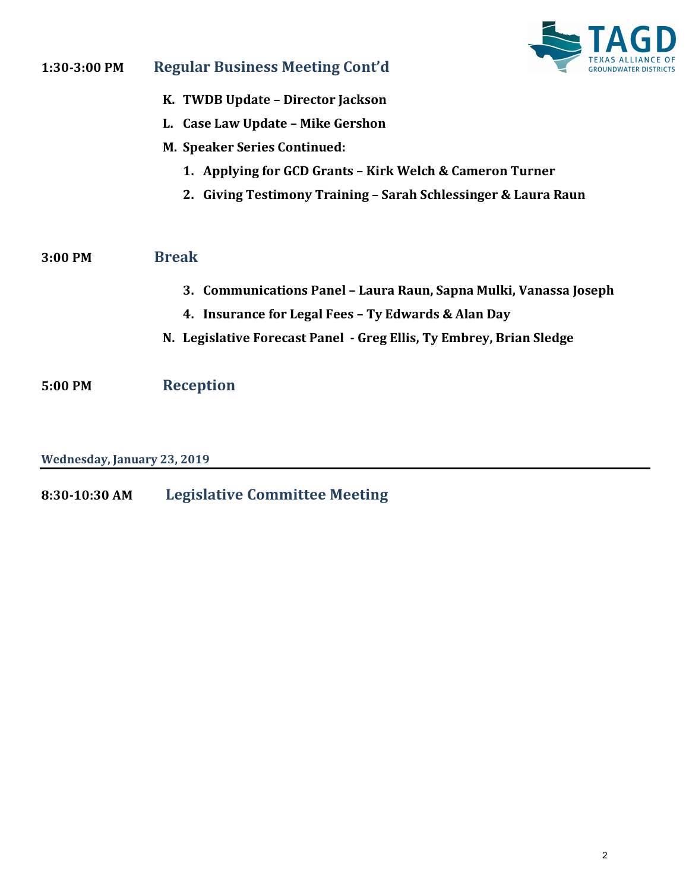**1:30-3:00 PM** **Regular Business Meeting Cont'd**

- **K. TWDB Update – Director Jackson**
- **L. Case Law Update – Mike Gershon**
- **M. Speaker Series Continued:**
  1. **Applying for GCD Grants – Kirk Welch & Cameron Turner**
  2. **Giving Testimony Training – Sarah Schlessinger & Laura Raun**

**3:00 PM** **Break**

3. **Communications Panel – Laura Raun, Sapna Mulki, Vanassa Joseph**
4. **Insurance for Legal Fees – Ty Edwards & Alan Day**

- **N. Legislative Forecast Panel - Greg Ellis, Ty Embrey, Brian Sledge**

**5:00 PM** **Reception**

**Wednesday, January 23, 2019**

---

**8:30-10:30 AM** **Legislative Committee Meeting**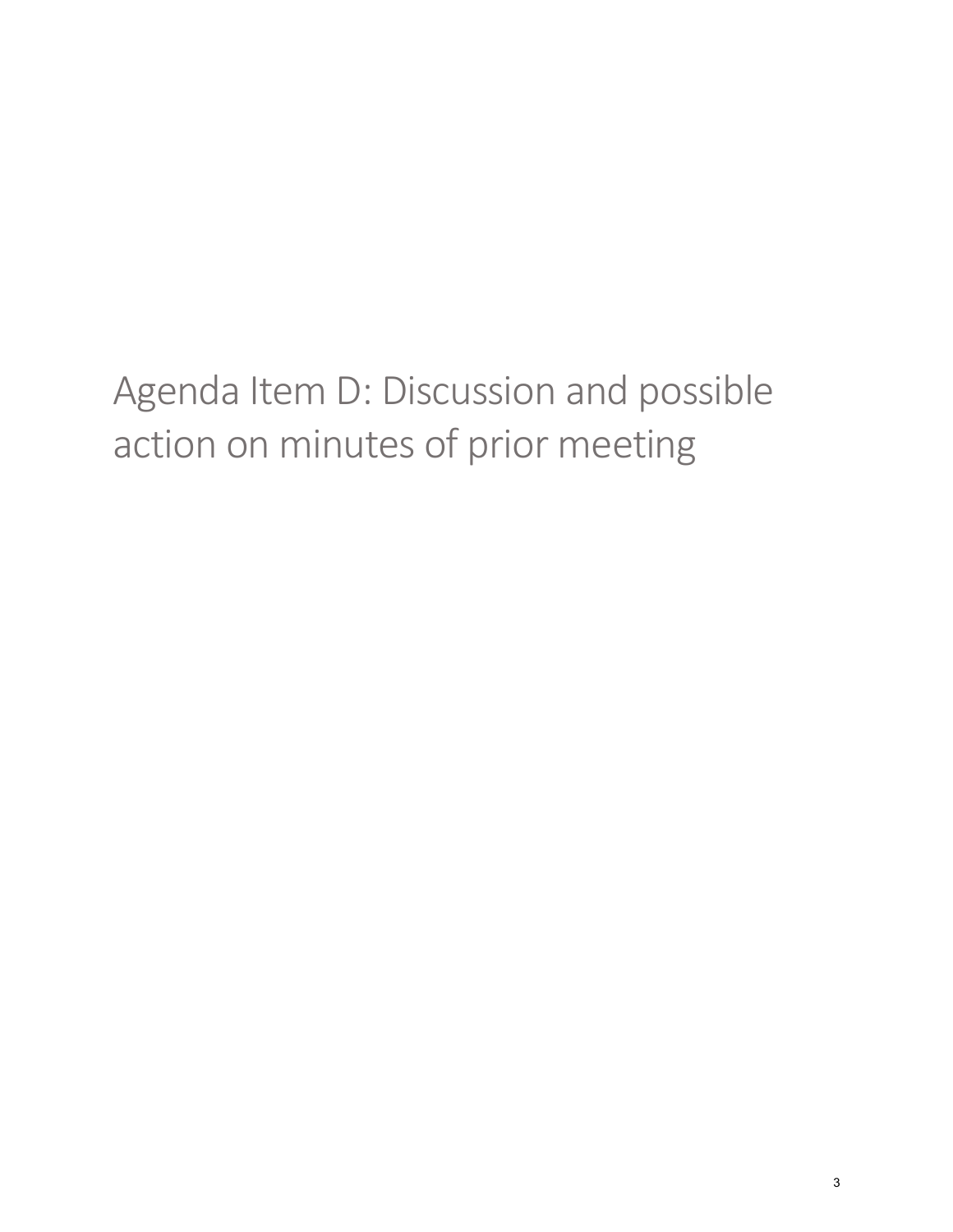# Agenda Item D: Discussion and possible action on minutes of prior meeting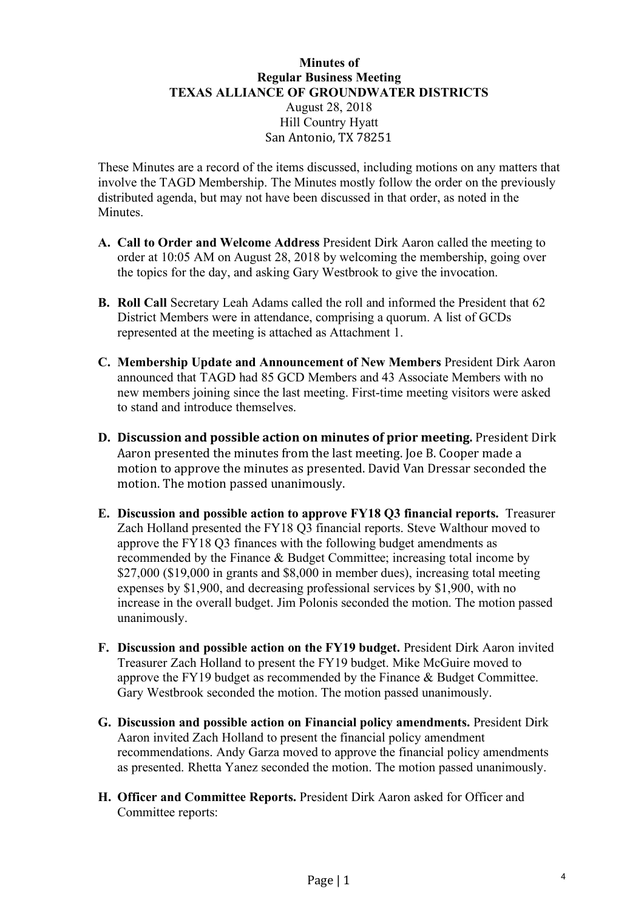**Minutes of**
**Regular Business Meeting**
**TEXAS ALLIANCE OF GROUNDWATER DISTRICTS**
August 28, 2018
Hill Country Hyatt
San Antonio, TX 78251

These Minutes are a record of the items discussed, including motions on any matters that involve the TAGD Membership. The Minutes mostly follow the order on the previously distributed agenda, but may not have been discussed in that order, as noted in the Minutes.

- **A. Call to Order and Welcome Address** President Dirk Aaron called the meeting to order at 10:05 AM on August 28, 2018 by welcoming the membership, going over the topics for the day, and asking Gary Westbrook to give the invocation.

- **B. Roll Call** Secretary Leah Adams called the roll and informed the President that 62 District Members were in attendance, comprising a quorum. A list of GCDs represented at the meeting is attached as Attachment 1.

- **C. Membership Update and Announcement of New Members** President Dirk Aaron announced that TAGD had 85 GCD Members and 43 Associate Members with no new members joining since the last meeting. First-time meeting visitors were asked to stand and introduce themselves.

- **D. Discussion and possible action on minutes of prior meeting.** President Dirk Aaron presented the minutes from the last meeting. Joe B. Cooper made a motion to approve the minutes as presented. David Van Dressar seconded the motion. The motion passed unanimously.

- **E. Discussion and possible action to approve FY18 Q3 financial reports.** Treasurer Zach Holland presented the FY18 Q3 financial reports. Steve Walthour moved to approve the FY18 Q3 finances with the following budget amendments as recommended by the Finance & Budget Committee; increasing total income by $27,000 ($19,000 in grants and $8,000 in member dues), increasing total meeting expenses by $1,900, and decreasing professional services by $1,900, with no increase in the overall budget. Jim Polonis seconded the motion. The motion passed unanimously.

- **F. Discussion and possible action on the FY19 budget.** President Dirk Aaron invited Treasurer Zach Holland to present the FY19 budget. Mike McGuire moved to approve the FY19 budget as recommended by the Finance & Budget Committee. Gary Westbrook seconded the motion. The motion passed unanimously.

- **G. Discussion and possible action on Financial policy amendments.** President Dirk Aaron invited Zach Holland to present the financial policy amendment recommendations. Andy Garza moved to approve the financial policy amendments as presented. Rhetta Yanez seconded the motion. The motion passed unanimously.

- **H. Officer and Committee Reports.** President Dirk Aaron asked for Officer and Committee reports: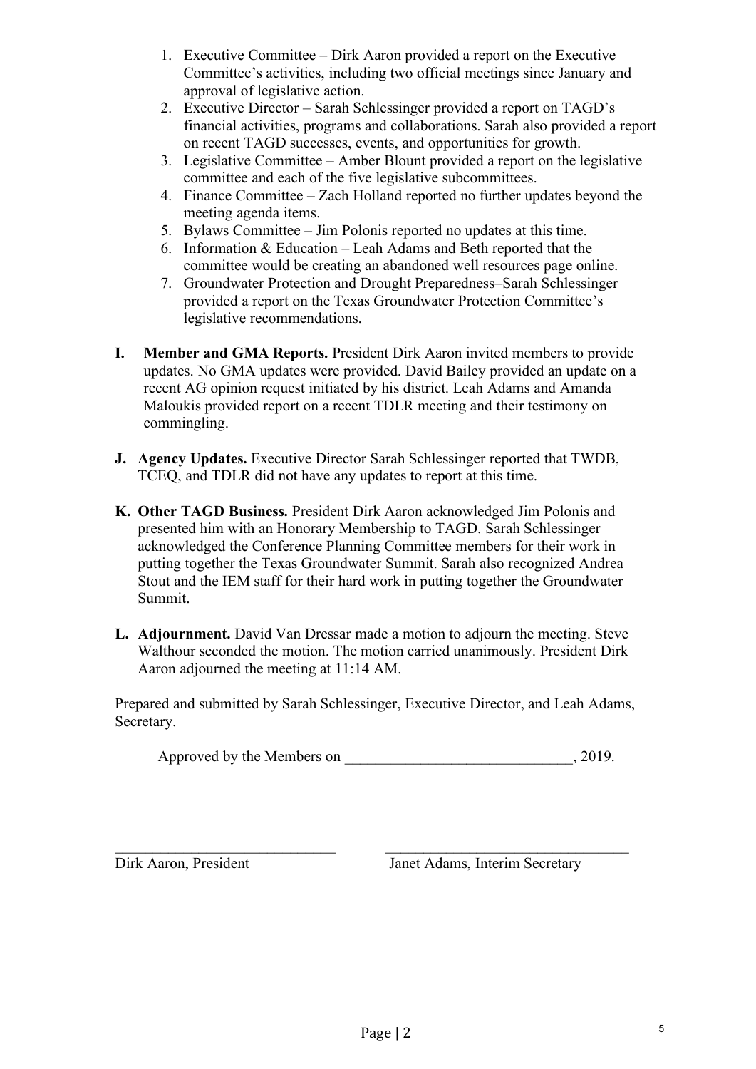1. Executive Committee – Dirk Aaron provided a report on the Executive Committee's activities, including two official meetings since January and approval of legislative action.
2. Executive Director – Sarah Schlessinger provided a report on TAGD's financial activities, programs and collaborations. Sarah also provided a report on recent TAGD successes, events, and opportunities for growth.
3. Legislative Committee – Amber Blount provided a report on the legislative committee and each of the five legislative subcommittees.
4. Finance Committee – Zach Holland reported no further updates beyond the meeting agenda items.
5. Bylaws Committee – Jim Polonis reported no updates at this time.
6. Information & Education – Leah Adams and Beth reported that the committee would be creating an abandoned well resources page online.
7. Groundwater Protection and Drought Preparedness–Sarah Schlessinger provided a report on the Texas Groundwater Protection Committee's legislative recommendations.

**I. Member and GMA Reports.** President Dirk Aaron invited members to provide updates. No GMA updates were provided. David Bailey provided an update on a recent AG opinion request initiated by his district. Leah Adams and Amanda Maloukis provided report on a recent TDLR meeting and their testimony on commingling.

**J. Agency Updates.** Executive Director Sarah Schlessinger reported that TWDB, TCEQ, and TDLR did not have any updates to report at this time.

**K. Other TAGD Business.** President Dirk Aaron acknowledged Jim Polonis and presented him with an Honorary Membership to TAGD. Sarah Schlessinger acknowledged the Conference Planning Committee members for their work in putting together the Texas Groundwater Summit. Sarah also recognized Andrea Stout and the IEM staff for their hard work in putting together the Groundwater Summit.

**L. Adjournment.** David Van Dressar made a motion to adjourn the meeting. Steve Walthour seconded the motion. The motion carried unanimously. President Dirk Aaron adjourned the meeting at 11:14 AM.

Prepared and submitted by Sarah Schlessinger, Executive Director, and Leah Adams, Secretary.

Approved by the Members on ______________________________, 2019.

_____________________________ Dirk Aaron, President

_________________________________ Janet Adams, Interim Secretary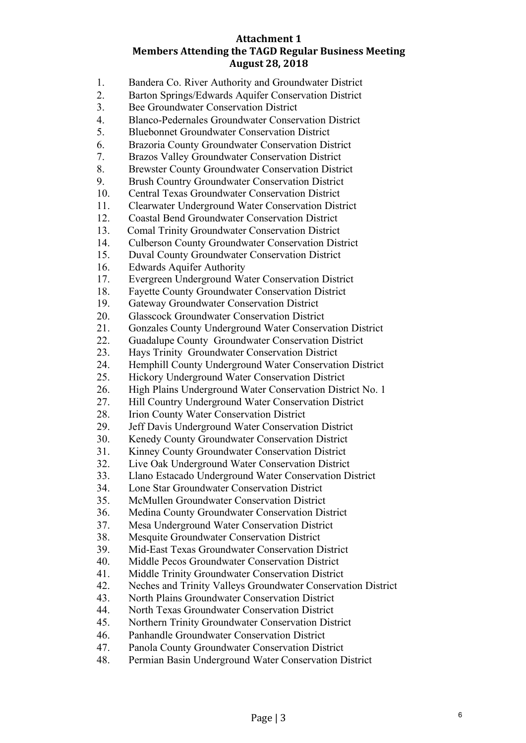**Attachment 1**
**Members Attending the TAGD Regular Business Meeting**
**August 28, 2018**

1. Bandera Co. River Authority and Groundwater District
2. Barton Springs/Edwards Aquifer Conservation District
3. Bee Groundwater Conservation District
4. Blanco-Pedernales Groundwater Conservation District
5. Bluebonnet Groundwater Conservation District
6. Brazoria County Groundwater Conservation District
7. Brazos Valley Groundwater Conservation District
8. Brewster County Groundwater Conservation District
9. Brush Country Groundwater Conservation District
10. Central Texas Groundwater Conservation District
11. Clearwater Underground Water Conservation District
12. Coastal Bend Groundwater Conservation District
13. Comal Trinity Groundwater Conservation District
14. Culberson County Groundwater Conservation District
15. Duval County Groundwater Conservation District
16. Edwards Aquifer Authority
17. Evergreen Underground Water Conservation District
18. Fayette County Groundwater Conservation District
19. Gateway Groundwater Conservation District
20. Glasscock Groundwater Conservation District
21. Gonzales County Underground Water Conservation District
22. Guadalupe County Groundwater Conservation District
23. Hays Trinity Groundwater Conservation District
24. Hemphill County Underground Water Conservation District
25. Hickory Underground Water Conservation District
26. High Plains Underground Water Conservation District No. 1
27. Hill Country Underground Water Conservation District
28. Irion County Water Conservation District
29. Jeff Davis Underground Water Conservation District
30. Kenedy County Groundwater Conservation District
31. Kinney County Groundwater Conservation District
32. Live Oak Underground Water Conservation District
33. Llano Estacado Underground Water Conservation District
34. Lone Star Groundwater Conservation District
35. McMullen Groundwater Conservation District
36. Medina County Groundwater Conservation District
37. Mesa Underground Water Conservation District
38. Mesquite Groundwater Conservation District
39. Mid-East Texas Groundwater Conservation District
40. Middle Pecos Groundwater Conservation District
41. Middle Trinity Groundwater Conservation District
42. Neches and Trinity Valleys Groundwater Conservation District
43. North Plains Groundwater Conservation District
44. North Texas Groundwater Conservation District
45. Northern Trinity Groundwater Conservation District
46. Panhandle Groundwater Conservation District
47. Panola County Groundwater Conservation District
48. Permian Basin Underground Water Conservation District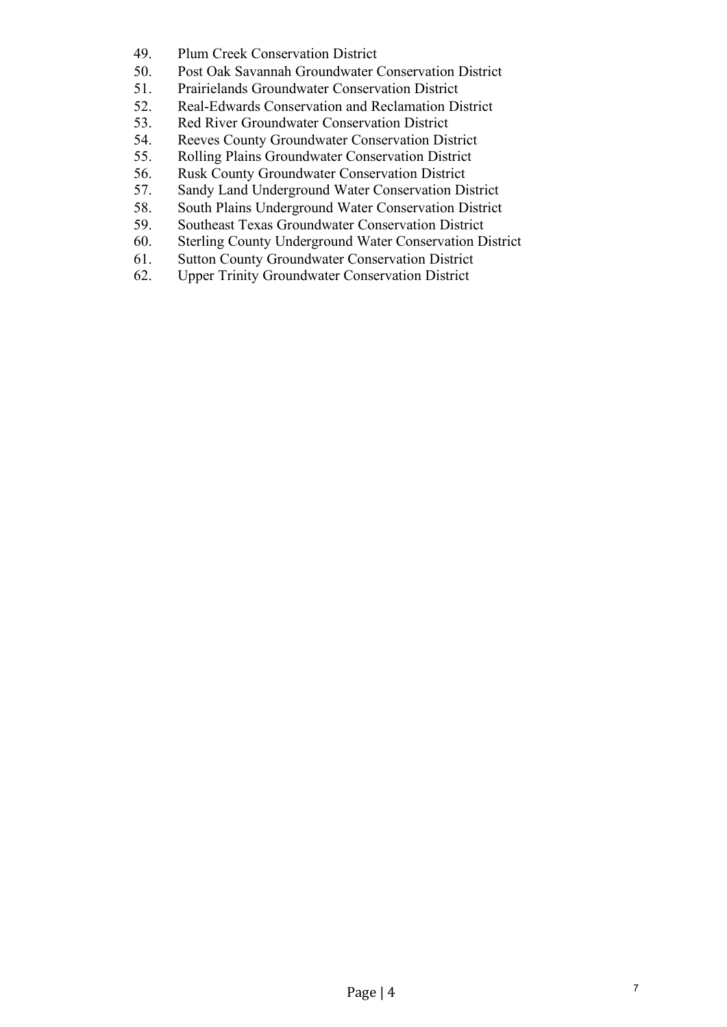49. Plum Creek Conservation District
50. Post Oak Savannah Groundwater Conservation District
51. Prairielands Groundwater Conservation District
52. Real-Edwards Conservation and Reclamation District
53. Red River Groundwater Conservation District
54. Reeves County Groundwater Conservation District
55. Rolling Plains Groundwater Conservation District
56. Rusk County Groundwater Conservation District
57. Sandy Land Underground Water Conservation District
58. South Plains Underground Water Conservation District
59. Southeast Texas Groundwater Conservation District
60. Sterling County Underground Water Conservation District
61. Sutton County Groundwater Conservation District
62. Upper Trinity Groundwater Conservation District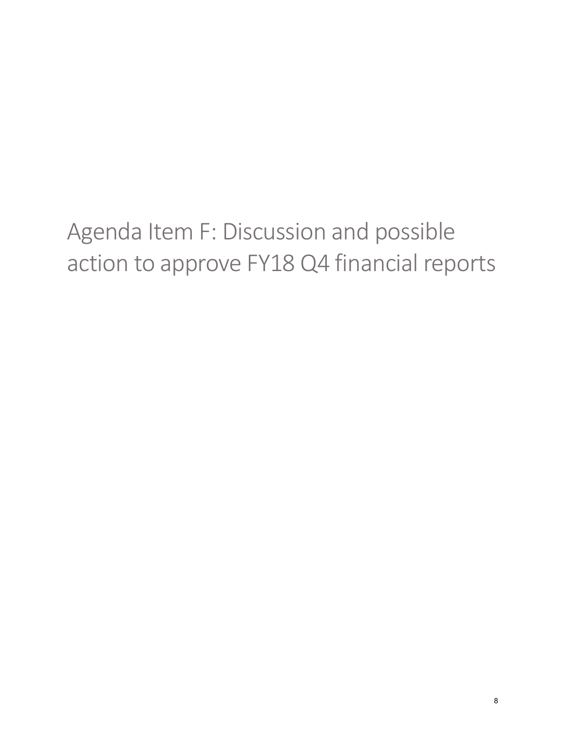# Agenda Item F: Discussion and possible action to approve FY18 Q4 financial reports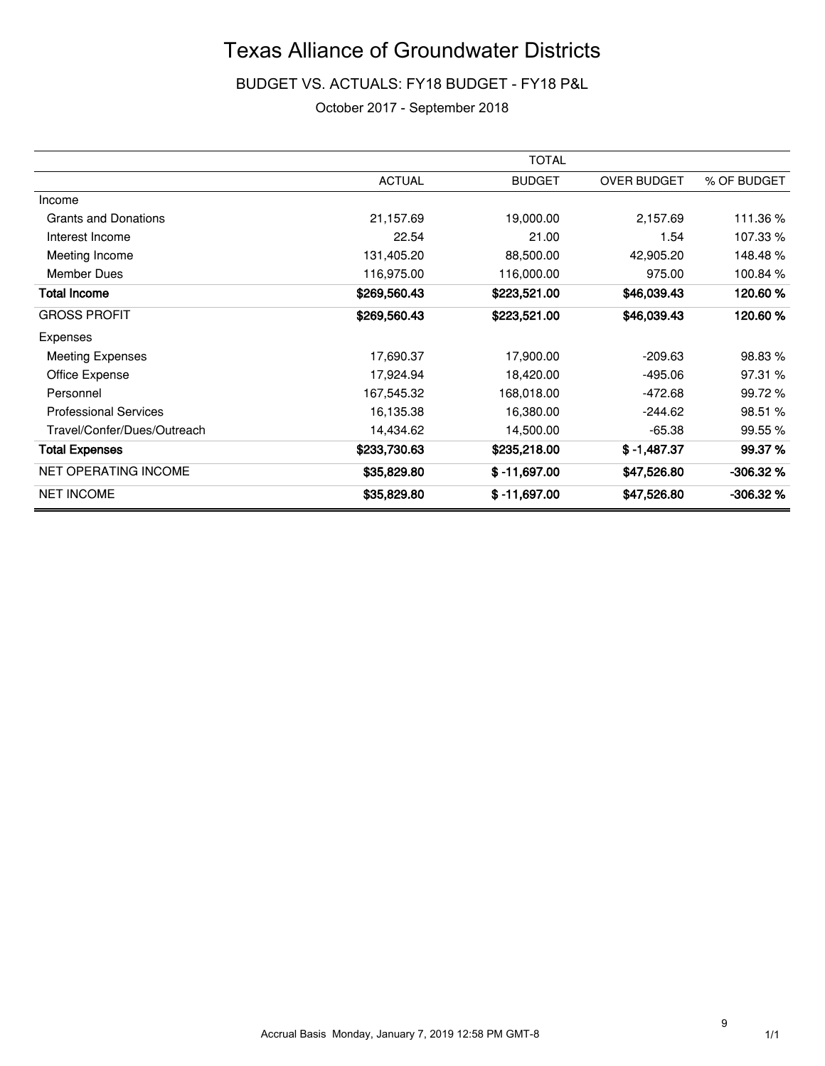# Texas Alliance of Groundwater Districts

BUDGET VS. ACTUALS: FY18 BUDGET - FY18 P&L

October 2017 - September 2018

| | TOTAL | | | |
|---|---|---|---|---|
| | ACTUAL | BUDGET | OVER BUDGET | % OF BUDGET |
| Income | | | | |
| Grants and Donations | 21,157.69 | 19,000.00 | 2,157.69 | 111.36 % |
| Interest Income | 22.54 | 21.00 | 1.54 | 107.33 % |
| Meeting Income | 131,405.20 | 88,500.00 | 42,905.20 | 148.48 % |
| Member Dues | 116,975.00 | 116,000.00 | 975.00 | 100.84 % |
| **Total Income** | **$269,560.43** | **$223,521.00** | **$46,039.43** | **120.60 %** |
| GROSS PROFIT | **$269,560.43** | **$223,521.00** | **$46,039.43** | **120.60 %** |
| Expenses | | | | |
| Meeting Expenses | 17,690.37 | 17,900.00 | -209.63 | 98.83 % |
| Office Expense | 17,924.94 | 18,420.00 | -495.06 | 97.31 % |
| Personnel | 167,545.32 | 168,018.00 | -472.68 | 99.72 % |
| Professional Services | 16,135.38 | 16,380.00 | -244.62 | 98.51 % |
| Travel/Confer/Dues/Outreach | 14,434.62 | 14,500.00 | -65.38 | 99.55 % |
| **Total Expenses** | **$233,730.63** | **$235,218.00** | **$ -1,487.37** | **99.37 %** |
| NET OPERATING INCOME | **$35,829.80** | **$ -11,697.00** | **$47,526.80** | **-306.32 %** |
| NET INCOME | **$35,829.80** | **$ -11,697.00** | **$47,526.80** | **-306.32 %** |

Accrual Basis Monday, January 7, 2019 12:58 PM GMT-8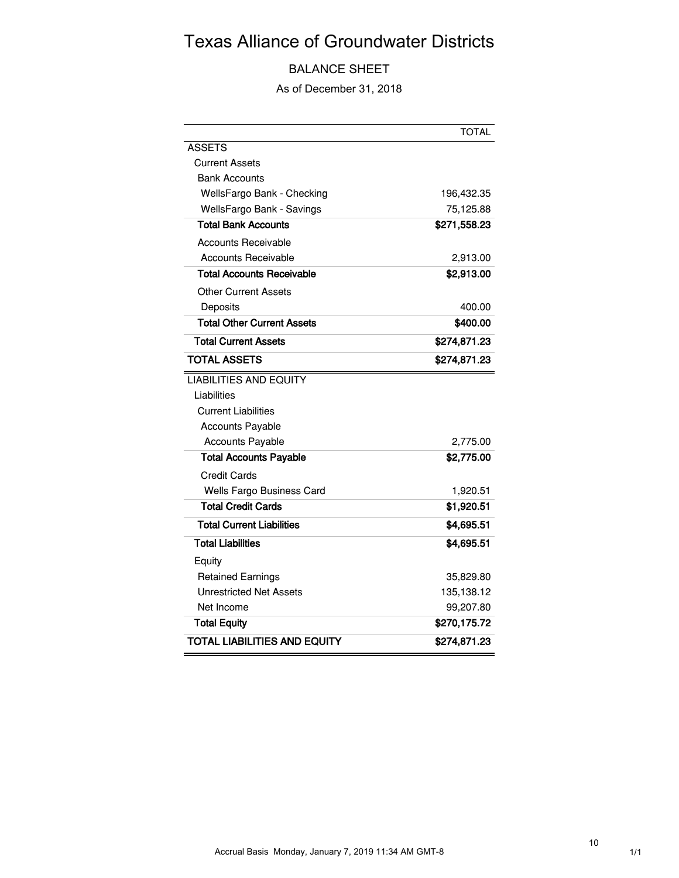# Texas Alliance of Groundwater Districts

## BALANCE SHEET

As of December 31, 2018

| | TOTAL |
|---|---|
| ASSETS | |
| Current Assets | |
| Bank Accounts | |
| WellsFargo Bank - Checking | 196,432.35 |
| WellsFargo Bank - Savings | 75,125.88 |
| **Total Bank Accounts** | **$271,558.23** |
| Accounts Receivable | |
| Accounts Receivable | 2,913.00 |
| **Total Accounts Receivable** | **$2,913.00** |
| Other Current Assets | |
| Deposits | 400.00 |
| **Total Other Current Assets** | **$400.00** |
| **Total Current Assets** | **$274,871.23** |
| **TOTAL ASSETS** | **$274,871.23** |
| LIABILITIES AND EQUITY | |
| Liabilities | |
| Current Liabilities | |
| Accounts Payable | |
| Accounts Payable | 2,775.00 |
| **Total Accounts Payable** | **$2,775.00** |
| Credit Cards | |
| Wells Fargo Business Card | 1,920.51 |
| **Total Credit Cards** | **$1,920.51** |
| **Total Current Liabilities** | **$4,695.51** |
| **Total Liabilities** | **$4,695.51** |
| Equity | |
| Retained Earnings | 35,829.80 |
| Unrestricted Net Assets | 135,138.12 |
| Net Income | 99,207.80 |
| **Total Equity** | **$270,175.72** |
| **TOTAL LIABILITIES AND EQUITY** | **$274,871.23** |

Accrual Basis Monday, January 7, 2019 11:34 AM GMT-8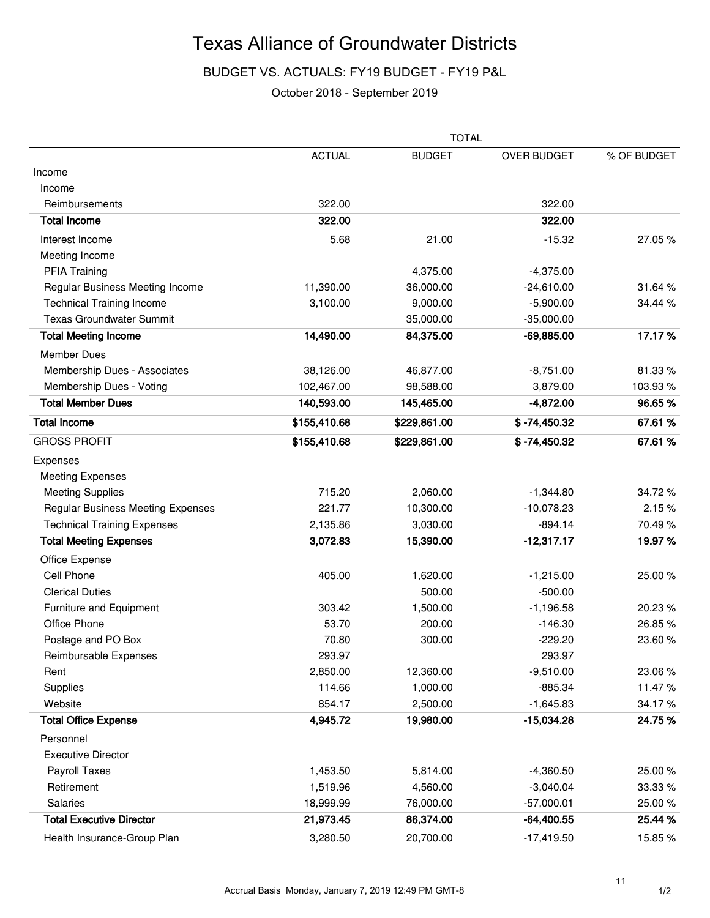# Texas Alliance of Groundwater Districts

## BUDGET VS. ACTUALS: FY19 BUDGET - FY19 P&L

October 2018 - September 2019

| | TOTAL | | | |
|---|---|---|---|---|
| | ACTUAL | BUDGET | OVER BUDGET | % OF BUDGET |
| Income | | | | |
| Income | | | | |
| Reimbursements | 322.00 | | 322.00 | |
| **Total Income** | **322.00** | | **322.00** | |
| Interest Income | 5.68 | 21.00 | -15.32 | 27.05 % |
| Meeting Income | | | | |
| PFIA Training | | 4,375.00 | -4,375.00 | |
| Regular Business Meeting Income | 11,390.00 | 36,000.00 | -24,610.00 | 31.64 % |
| Technical Training Income | 3,100.00 | 9,000.00 | -5,900.00 | 34.44 % |
| Texas Groundwater Summit | | 35,000.00 | -35,000.00 | |
| **Total Meeting Income** | **14,490.00** | **84,375.00** | **-69,885.00** | **17.17 %** |
| Member Dues | | | | |
| Membership Dues - Associates | 38,126.00 | 46,877.00 | -8,751.00 | 81.33 % |
| Membership Dues - Voting | 102,467.00 | 98,588.00 | 3,879.00 | 103.93 % |
| **Total Member Dues** | **140,593.00** | **145,465.00** | **-4,872.00** | **96.65 %** |
| **Total Income** | **$155,410.68** | **$229,861.00** | **$ -74,450.32** | **67.61 %** |
| GROSS PROFIT | **$155,410.68** | **$229,861.00** | **$ -74,450.32** | **67.61 %** |
| Expenses | | | | |
| Meeting Expenses | | | | |
| Meeting Supplies | 715.20 | 2,060.00 | -1,344.80 | 34.72 % |
| Regular Business Meeting Expenses | 221.77 | 10,300.00 | -10,078.23 | 2.15 % |
| Technical Training Expenses | 2,135.86 | 3,030.00 | -894.14 | 70.49 % |
| **Total Meeting Expenses** | **3,072.83** | **15,390.00** | **-12,317.17** | **19.97 %** |
| Office Expense | | | | |
| Cell Phone | 405.00 | 1,620.00 | -1,215.00 | 25.00 % |
| Clerical Duties | | 500.00 | -500.00 | |
| Furniture and Equipment | 303.42 | 1,500.00 | -1,196.58 | 20.23 % |
| Office Phone | 53.70 | 200.00 | -146.30 | 26.85 % |
| Postage and PO Box | 70.80 | 300.00 | -229.20 | 23.60 % |
| Reimbursable Expenses | 293.97 | | 293.97 | |
| Rent | 2,850.00 | 12,360.00 | -9,510.00 | 23.06 % |
| Supplies | 114.66 | 1,000.00 | -885.34 | 11.47 % |
| Website | 854.17 | 2,500.00 | -1,645.83 | 34.17 % |
| **Total Office Expense** | **4,945.72** | **19,980.00** | **-15,034.28** | **24.75 %** |
| Personnel | | | | |
| Executive Director | | | | |
| Payroll Taxes | 1,453.50 | 5,814.00 | -4,360.50 | 25.00 % |
| Retirement | 1,519.96 | 4,560.00 | -3,040.04 | 33.33 % |
| Salaries | 18,999.99 | 76,000.00 | -57,000.01 | 25.00 % |
| **Total Executive Director** | **21,973.45** | **86,374.00** | **-64,400.55** | **25.44 %** |
| Health Insurance-Group Plan | 3,280.50 | 20,700.00 | -17,419.50 | 15.85 % |

Accrual Basis Monday, January 7, 2019 12:49 PM GMT-8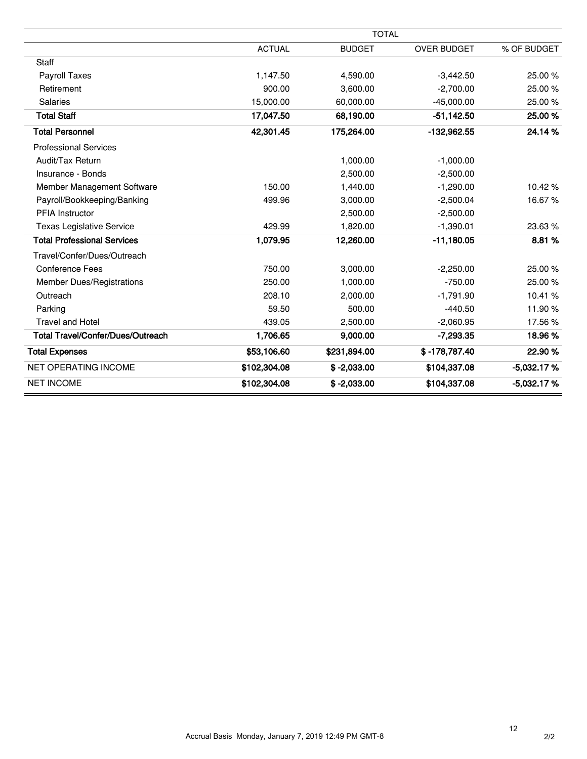| | TOTAL | | | |
|---|---|---|---|---|
| | ACTUAL | BUDGET | OVER BUDGET | % OF BUDGET |
| Staff | | | | |
| Payroll Taxes | 1,147.50 | 4,590.00 | -3,442.50 | 25.00 % |
| Retirement | 900.00 | 3,600.00 | -2,700.00 | 25.00 % |
| Salaries | 15,000.00 | 60,000.00 | -45,000.00 | 25.00 % |
| **Total Staff** | **17,047.50** | **68,190.00** | **-51,142.50** | **25.00 %** |
| **Total Personnel** | **42,301.45** | **175,264.00** | **-132,962.55** | **24.14 %** |
| Professional Services | | | | |
| Audit/Tax Return | | 1,000.00 | -1,000.00 | |
| Insurance - Bonds | | 2,500.00 | -2,500.00 | |
| Member Management Software | 150.00 | 1,440.00 | -1,290.00 | 10.42 % |
| Payroll/Bookkeeping/Banking | 499.96 | 3,000.00 | -2,500.04 | 16.67 % |
| PFIA Instructor | | 2,500.00 | -2,500.00 | |
| Texas Legislative Service | 429.99 | 1,820.00 | -1,390.01 | 23.63 % |
| **Total Professional Services** | **1,079.95** | **12,260.00** | **-11,180.05** | **8.81 %** |
| Travel/Confer/Dues/Outreach | | | | |
| Conference Fees | 750.00 | 3,000.00 | -2,250.00 | 25.00 % |
| Member Dues/Registrations | 250.00 | 1,000.00 | -750.00 | 25.00 % |
| Outreach | 208.10 | 2,000.00 | -1,791.90 | 10.41 % |
| Parking | 59.50 | 500.00 | -440.50 | 11.90 % |
| Travel and Hotel | 439.05 | 2,500.00 | -2,060.95 | 17.56 % |
| **Total Travel/Confer/Dues/Outreach** | **1,706.65** | **9,000.00** | **-7,293.35** | **18.96 %** |
| **Total Expenses** | **$53,106.60** | **$231,894.00** | **$ -178,787.40** | **22.90 %** |
| NET OPERATING INCOME | **$102,304.08** | **$ -2,033.00** | **$104,337.08** | **-5,032.17 %** |
| NET INCOME | **$102,304.08** | **$ -2,033.00** | **$104,337.08** | **-5,032.17 %** |

Accrual Basis Monday, January 7, 2019 12:49 PM GMT-8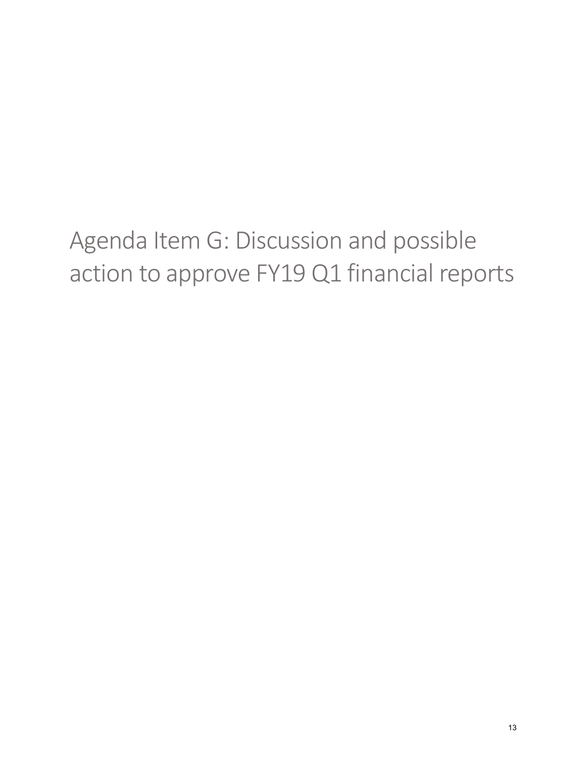# Agenda Item G: Discussion and possible action to approve FY19 Q1 financial reports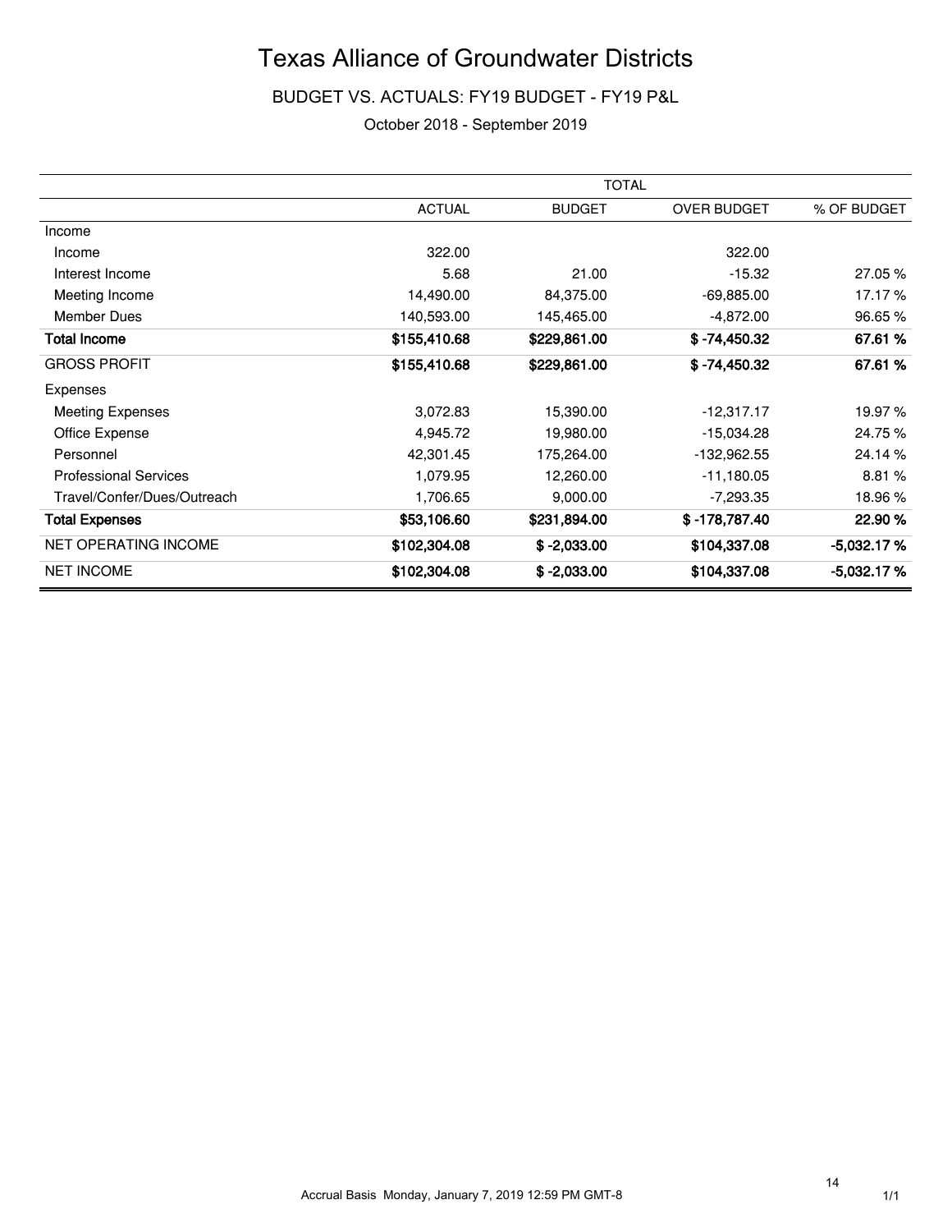# Texas Alliance of Groundwater Districts

BUDGET VS. ACTUALS: FY19 BUDGET - FY19 P&L

October 2018 - September 2019

| | TOTAL | | | |
|---|---|---|---|---|
| | ACTUAL | BUDGET | OVER BUDGET | % OF BUDGET |
| Income | | | | |
| Income | 322.00 | | 322.00 | |
| Interest Income | 5.68 | 21.00 | -15.32 | 27.05 % |
| Meeting Income | 14,490.00 | 84,375.00 | -69,885.00 | 17.17 % |
| Member Dues | 140,593.00 | 145,465.00 | -4,872.00 | 96.65 % |
| **Total Income** | **$155,410.68** | **$229,861.00** | **$ -74,450.32** | **67.61 %** |
| GROSS PROFIT | **$155,410.68** | **$229,861.00** | **$ -74,450.32** | **67.61 %** |
| Expenses | | | | |
| Meeting Expenses | 3,072.83 | 15,390.00 | -12,317.17 | 19.97 % |
| Office Expense | 4,945.72 | 19,980.00 | -15,034.28 | 24.75 % |
| Personnel | 42,301.45 | 175,264.00 | -132,962.55 | 24.14 % |
| Professional Services | 1,079.95 | 12,260.00 | -11,180.05 | 8.81 % |
| Travel/Confer/Dues/Outreach | 1,706.65 | 9,000.00 | -7,293.35 | 18.96 % |
| **Total Expenses** | **$53,106.60** | **$231,894.00** | **$ -178,787.40** | **22.90 %** |
| NET OPERATING INCOME | **$102,304.08** | **$ -2,033.00** | **$104,337.08** | **-5,032.17 %** |
| NET INCOME | **$102,304.08** | **$ -2,033.00** | **$104,337.08** | **-5,032.17 %** |

Accrual Basis Monday, January 7, 2019 12:59 PM GMT-8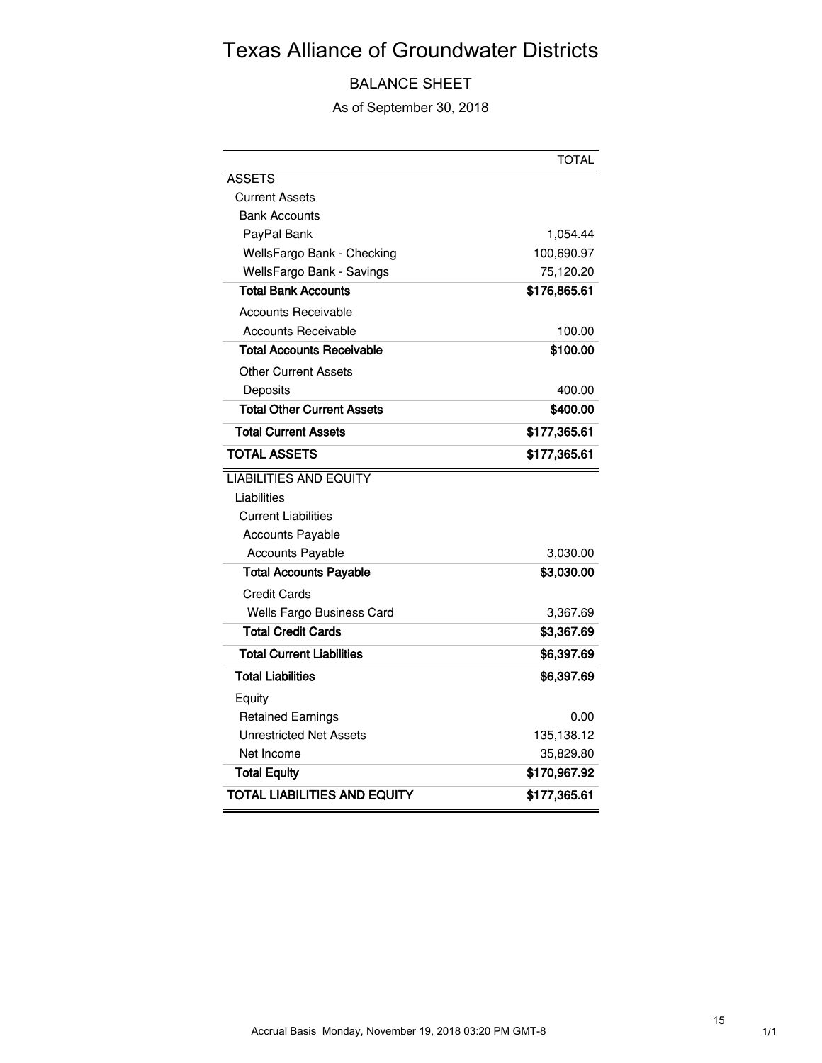# Texas Alliance of Groundwater Districts

## BALANCE SHEET

As of September 30, 2018

| | TOTAL |
|---|---|
| ASSETS | |
| Current Assets | |
| Bank Accounts | |
| PayPal Bank | 1,054.44 |
| WellsFargo Bank - Checking | 100,690.97 |
| WellsFargo Bank - Savings | 75,120.20 |
| **Total Bank Accounts** | **$176,865.61** |
| Accounts Receivable | |
| Accounts Receivable | 100.00 |
| **Total Accounts Receivable** | **$100.00** |
| Other Current Assets | |
| Deposits | 400.00 |
| **Total Other Current Assets** | **$400.00** |
| **Total Current Assets** | **$177,365.61** |
| **TOTAL ASSETS** | **$177,365.61** |
| LIABILITIES AND EQUITY | |
| Liabilities | |
| Current Liabilities | |
| Accounts Payable | |
| Accounts Payable | 3,030.00 |
| **Total Accounts Payable** | **$3,030.00** |
| Credit Cards | |
| Wells Fargo Business Card | 3,367.69 |
| **Total Credit Cards** | **$3,367.69** |
| **Total Current Liabilities** | **$6,397.69** |
| **Total Liabilities** | **$6,397.69** |
| Equity | |
| Retained Earnings | 0.00 |
| Unrestricted Net Assets | 135,138.12 |
| Net Income | 35,829.80 |
| **Total Equity** | **$170,967.92** |
| **TOTAL LIABILITIES AND EQUITY** | **$177,365.61** |

Accrual Basis Monday, November 19, 2018 03:20 PM GMT-8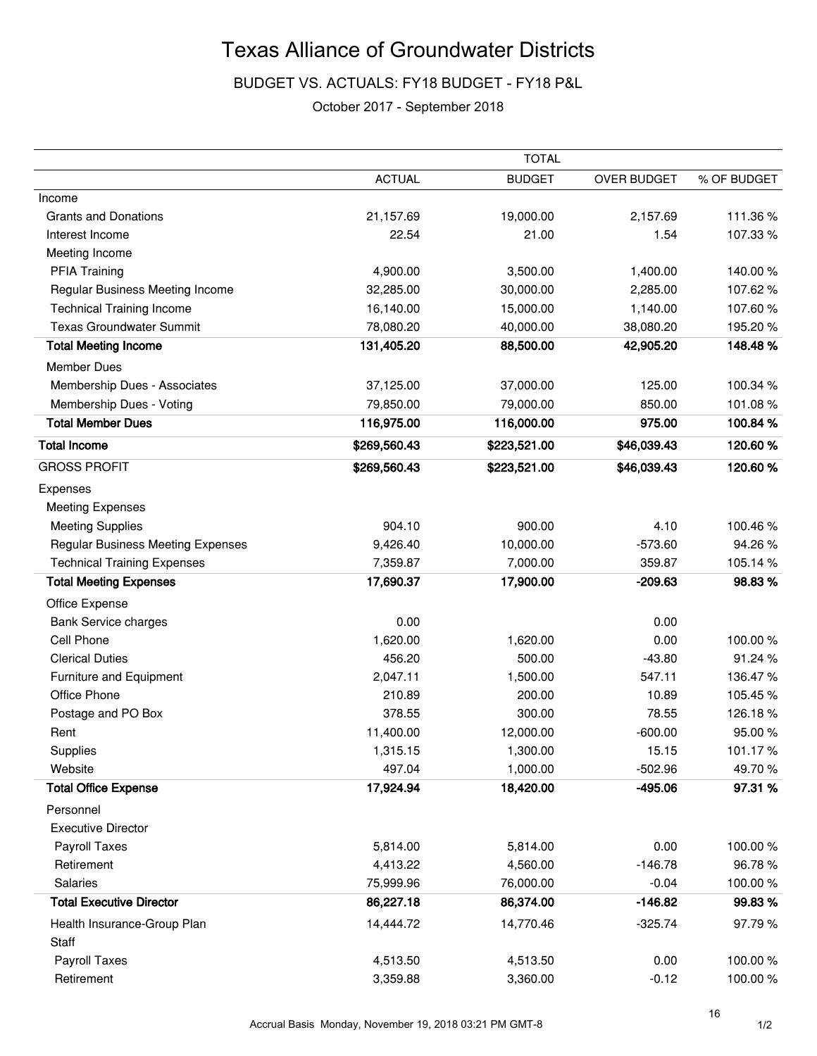# Texas Alliance of Groundwater Districts

BUDGET VS. ACTUALS: FY18 BUDGET - FY18 P&L

October 2017 - September 2018

| | TOTAL | | | |
|---|---|---|---|---|
| | ACTUAL | BUDGET | OVER BUDGET | % OF BUDGET |
| Income | | | | |
| Grants and Donations | 21,157.69 | 19,000.00 | 2,157.69 | 111.36 % |
| Interest Income | 22.54 | 21.00 | 1.54 | 107.33 % |
| Meeting Income | | | | |
| PFIA Training | 4,900.00 | 3,500.00 | 1,400.00 | 140.00 % |
| Regular Business Meeting Income | 32,285.00 | 30,000.00 | 2,285.00 | 107.62 % |
| Technical Training Income | 16,140.00 | 15,000.00 | 1,140.00 | 107.60 % |
| Texas Groundwater Summit | 78,080.20 | 40,000.00 | 38,080.20 | 195.20 % |
| **Total Meeting Income** | **131,405.20** | **88,500.00** | **42,905.20** | **148.48 %** |
| Member Dues | | | | |
| Membership Dues - Associates | 37,125.00 | 37,000.00 | 125.00 | 100.34 % |
| Membership Dues - Voting | 79,850.00 | 79,000.00 | 850.00 | 101.08 % |
| **Total Member Dues** | **116,975.00** | **116,000.00** | **975.00** | **100.84 %** |
| **Total Income** | **$269,560.43** | **$223,521.00** | **$46,039.43** | **120.60 %** |
| GROSS PROFIT | **$269,560.43** | **$223,521.00** | **$46,039.43** | **120.60 %** |
| Expenses | | | | |
| Meeting Expenses | | | | |
| Meeting Supplies | 904.10 | 900.00 | 4.10 | 100.46 % |
| Regular Business Meeting Expenses | 9,426.40 | 10,000.00 | -573.60 | 94.26 % |
| Technical Training Expenses | 7,359.87 | 7,000.00 | 359.87 | 105.14 % |
| **Total Meeting Expenses** | **17,690.37** | **17,900.00** | **-209.63** | **98.83 %** |
| Office Expense | | | | |
| Bank Service charges | 0.00 | | 0.00 | |
| Cell Phone | 1,620.00 | 1,620.00 | 0.00 | 100.00 % |
| Clerical Duties | 456.20 | 500.00 | -43.80 | 91.24 % |
| Furniture and Equipment | 2,047.11 | 1,500.00 | 547.11 | 136.47 % |
| Office Phone | 210.89 | 200.00 | 10.89 | 105.45 % |
| Postage and PO Box | 378.55 | 300.00 | 78.55 | 126.18 % |
| Rent | 11,400.00 | 12,000.00 | -600.00 | 95.00 % |
| Supplies | 1,315.15 | 1,300.00 | 15.15 | 101.17 % |
| Website | 497.04 | 1,000.00 | -502.96 | 49.70 % |
| **Total Office Expense** | **17,924.94** | **18,420.00** | **-495.06** | **97.31 %** |
| Personnel | | | | |
| Executive Director | | | | |
| Payroll Taxes | 5,814.00 | 5,814.00 | 0.00 | 100.00 % |
| Retirement | 4,413.22 | 4,560.00 | -146.78 | 96.78 % |
| Salaries | 75,999.96 | 76,000.00 | -0.04 | 100.00 % |
| **Total Executive Director** | **86,227.18** | **86,374.00** | **-146.82** | **99.83 %** |
| Health Insurance-Group Plan | 14,444.72 | 14,770.46 | -325.74 | 97.79 % |
| Staff | | | | |
| Payroll Taxes | 4,513.50 | 4,513.50 | 0.00 | 100.00 % |
| Retirement | 3,359.88 | 3,360.00 | -0.12 | 100.00 % |

Accrual Basis Monday, November 19, 2018 03:21 PM GMT-8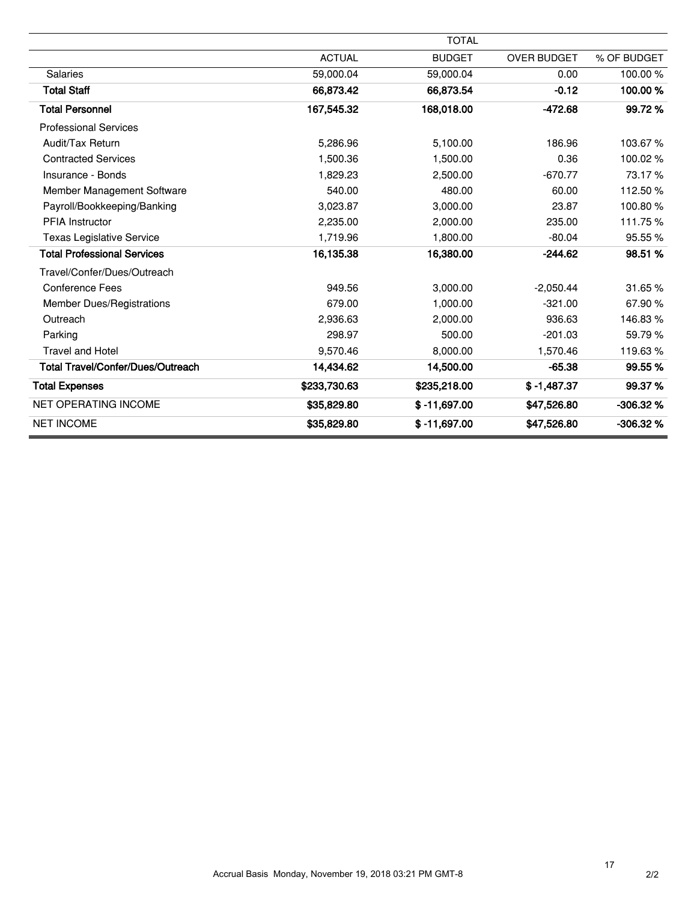| | TOTAL | | | |
|---|---|---|---|---|
| | ACTUAL | BUDGET | OVER BUDGET | % OF BUDGET |
| Salaries | 59,000.04 | 59,000.04 | 0.00 | 100.00 % |
| **Total Staff** | **66,873.42** | **66,873.54** | **-0.12** | **100.00 %** |
| **Total Personnel** | **167,545.32** | **168,018.00** | **-472.68** | **99.72 %** |
| Professional Services | | | | |
| Audit/Tax Return | 5,286.96 | 5,100.00 | 186.96 | 103.67 % |
| Contracted Services | 1,500.36 | 1,500.00 | 0.36 | 100.02 % |
| Insurance - Bonds | 1,829.23 | 2,500.00 | -670.77 | 73.17 % |
| Member Management Software | 540.00 | 480.00 | 60.00 | 112.50 % |
| Payroll/Bookkeeping/Banking | 3,023.87 | 3,000.00 | 23.87 | 100.80 % |
| PFIA Instructor | 2,235.00 | 2,000.00 | 235.00 | 111.75 % |
| Texas Legislative Service | 1,719.96 | 1,800.00 | -80.04 | 95.55 % |
| **Total Professional Services** | **16,135.38** | **16,380.00** | **-244.62** | **98.51 %** |
| Travel/Confer/Dues/Outreach | | | | |
| Conference Fees | 949.56 | 3,000.00 | -2,050.44 | 31.65 % |
| Member Dues/Registrations | 679.00 | 1,000.00 | -321.00 | 67.90 % |
| Outreach | 2,936.63 | 2,000.00 | 936.63 | 146.83 % |
| Parking | 298.97 | 500.00 | -201.03 | 59.79 % |
| Travel and Hotel | 9,570.46 | 8,000.00 | 1,570.46 | 119.63 % |
| **Total Travel/Confer/Dues/Outreach** | **14,434.62** | **14,500.00** | **-65.38** | **99.55 %** |
| **Total Expenses** | **$233,730.63** | **$235,218.00** | **$ -1,487.37** | **99.37 %** |
| NET OPERATING INCOME | **$35,829.80** | **$ -11,697.00** | **$47,526.80** | **-306.32 %** |
| NET INCOME | **$35,829.80** | **$ -11,697.00** | **$47,526.80** | **-306.32 %** |

Accrual Basis Monday, November 19, 2018 03:21 PM GMT-8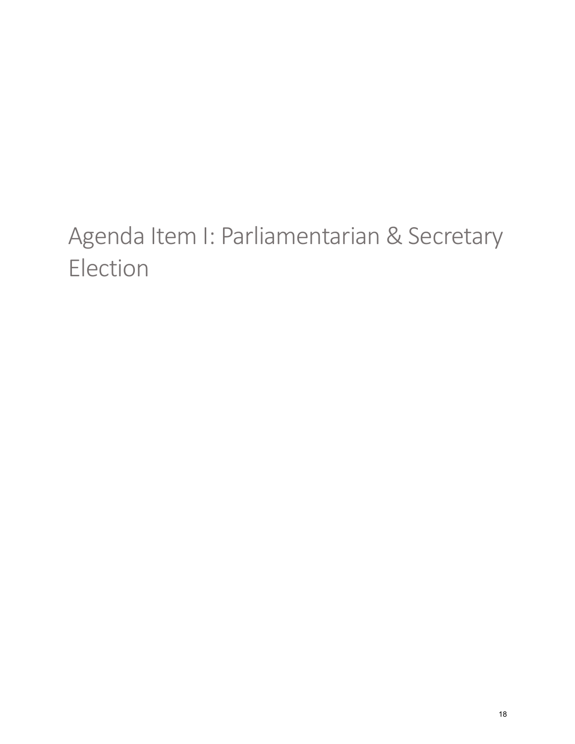# Agenda Item I: Parliamentarian & Secretary Election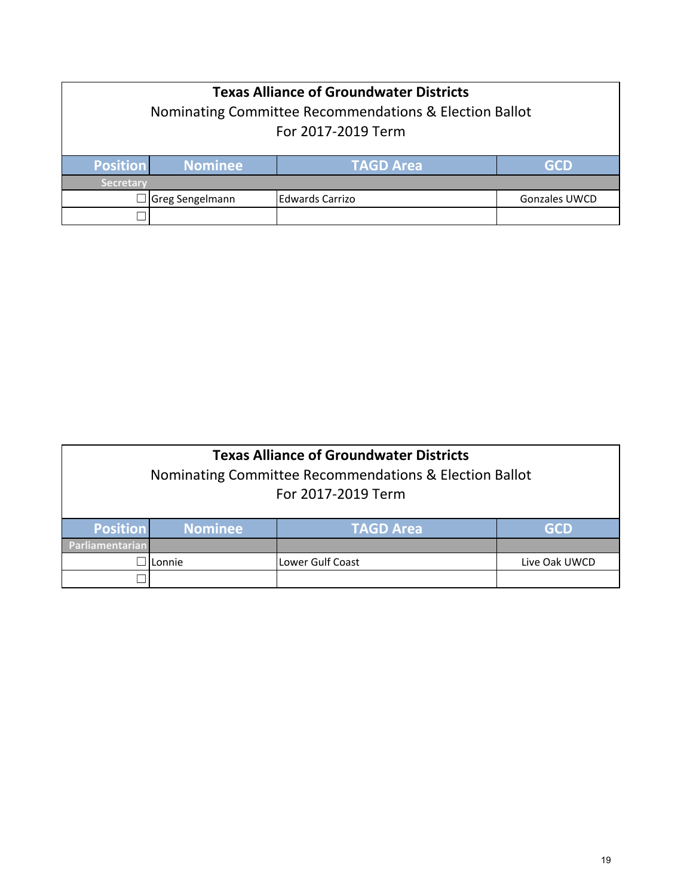**Texas Alliance of Groundwater Districts**

Nominating Committee Recommendations & Election Ballot

For 2017-2019 Term

| Position | Nominee | TAGD Area | GCD |
|---|---|---|---|
| Secretary | | | |
| ☐ | Greg Sengelmann | Edwards Carrizo | Gonzales UWCD |
| ☐ | | | |

**Texas Alliance of Groundwater Districts**

Nominating Committee Recommendations & Election Ballot

For 2017-2019 Term

| Position | Nominee | TAGD Area | GCD |
|---|---|---|---|
| Parliamentarian | | | |
| ☐ | Lonnie | Lower Gulf Coast | Live Oak UWCD |
| ☐ | | | |